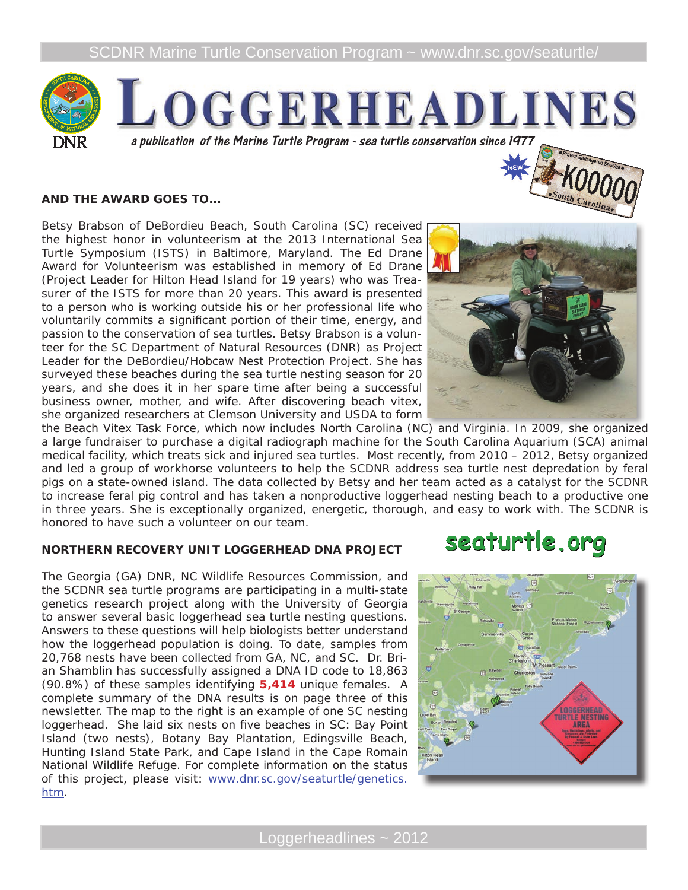# LOGGERHEADLINES

*a publication of the Marine Turtle Program - sea turtle conservation since 1977*

### AND THE AWARD GOES TO...

Betsy Brabson of DeBordieu Beach, South Carolina (SC) received the highest honor in volunteerism at the 2013 International Sea Turtle Symposium (ISTS) in Baltimore, Maryland. The Ed Drane Award for Volunteerism was established in memory of Ed Drane (Project Leader for Hilton Head Island for 19 years) who was Treasurer of the ISTS for more than 20 years. This award is presented to a person who is working outside his or her professional life who voluntarily commits a significant portion of their time, energy, and passion to the conservation of sea turtles. Betsy Brabson is a volunteer for the SC Department of Natural Resources (DNR) as Project Leader for the DeBordieu/Hobcaw Nest Protection Project. She has surveyed these beaches during the sea turtle nesting season for 20 years, and she does it in her spare time after being a successful business owner, mother, and wife. After discovering beach vitex, she organized researchers at Clemson University and USDA to form the Beach Vitex Task Force, which now includes North Carolina (NC) and Virginia. In 2009, she organized a large fundraiser to purchase a digital radiograph machine for the South Carolina Aquarium (SCA) animal medical facility, which treats sick and injured sea turtles. Most recently, from 2010 – 2012, Betsy organized and led a group of workhorse volunteers to help the SCDNR address sea turtle nest depredation by feral pigs on a state-owned island. The data collected by Betsy and her team acted as a catalyst for the SCDNR to increase feral pig control and has taken a nonproductive loggerhead nesting beach to a productive one in three years. She is exceptionally organized, energetic, thorough, and easy to work with. The SCDNR is honored to have such a volunteer on our team.

### NORTHERN RECOVERY UNIT LOGGERHEAD DNA PROJECT

The Georgia (GA) DNR, NC Wildlife Resources Commission, and the SCDNR sea turtle programs are participating in a multi-state genetics research project along with the University of Georgia to answer several basic loggerhead sea turtle nesting questions. Answers to these questions will help biologists better understand how the loggerhead population is doing. To date, samples from 20,768 nests have been collected from GA, NC, and SC. Dr. Brian Shamblin has successfully assigned a DNA ID code to 18,863 (90.8%) of these samples identifying **5,414** unique females. A complete summary of the DNA results is on page three of this newsletter. The map to the right is an example of one SC nesting loggerhead. She laid six nests on five beaches in SC: Bay Point Island (two nests), Botany Bay Plantation, Edingsville Beach, Hunting Island State Park, and Cape Island in the Cape Romain National Wildlife Refuge. For complete information on the status of this project, please visit: [www.dnr.sc.gov/seaturtle/genetics.htm](www.dnr.sc.gov/seaturtle/genetics.htm).

seaturtle.org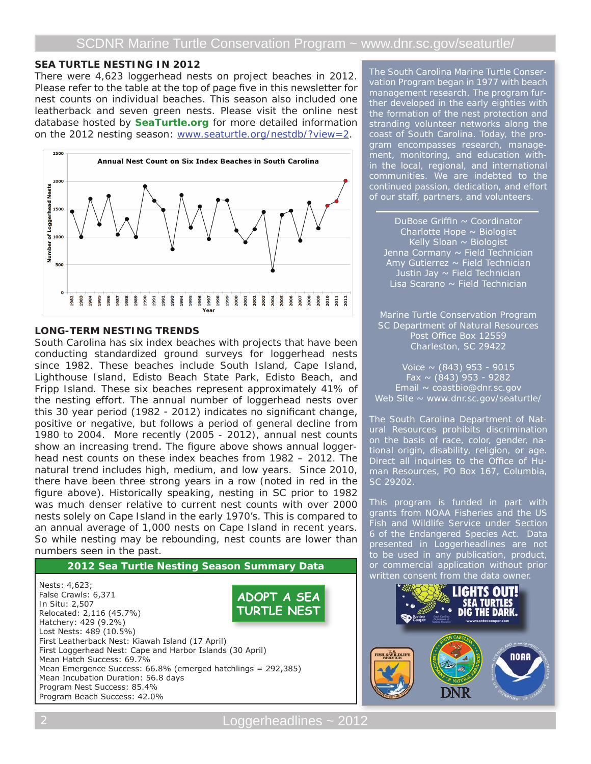## SEA TURTLE NESTING IN 2012

There were 4,623 loggerhead nests on project beaches in 2012. Please refer to the table at the top of page five in this newsletter for nest counts on individual beaches. This season also included one leatherback and seven green nests. Please visit the online nest database hosted by **SeaTurtle.org** for more detailed information on the 2012 nesting season: www.seaturtle.org/nestdb/?view=2.

## LONG-TERM NESTING TRENDS

South Carolina has six index beaches with projects that have been conducting standardized ground surveys for loggerhead nests since 1982. These beaches include South Island, Cape Island, Lighthouse Island, Edisto Beach State Park, Edisto Beach, and Fripp Island. These six beaches represent approximately 41% of the nesting effort. The annual number of loggerhead nests over this 30 year period (1982 - 2012) indicates no significant change, positive or negative, but follows a period of general decline from 1980 to 2004. More recently (2005 - 2012), annual nest counts show an increasing trend. The figure above shows annual loggerhead nest counts on these index beaches from 1982 – 2012. The natural trend includes high, medium, and low years. Since 2010, there have been three strong years in a row (noted in red in the figure above). Historically speaking, nesting in SC prior to 1982 was much denser relative to current nest counts with over 2000 nests solely on Cape Island in the early 1970's. This is compared to an annual average of 1,000 nests on Cape Island in recent years. So while nesting may be rebounding, nest counts are lower than numbers seen in the past.

### 2012 Sea Turtle Nesting Season Summary Data

Nests: 4,623;
False Crawls: 6,371
In Situ: 2,507
Relocated: 2,116 (45.7%)
Hatchery: 429 (9.2%)
Lost Nests: 489 (10.5%)
First Leatherback Nest: Kiawah Island (17 April)
First Loggerhead Nest: Cape and Harbor Islands (30 April)
Mean Hatch Success: 69.7%
Mean Emergence Success: 66.8% (emerged hatchlings = 292,385)
Mean Incubation Duration: 56.8 days
Program Nest Success: 85.4%
Program Beach Success: 42.0%

ADOPT A SEA TURTLE NEST

The South Carolina Marine Turtle Conservation Program began in 1977 with beach management research. The program further developed in the early eighties with the formation of the nest protection and stranding volunteer networks along the coast of South Carolina. Today, the program encompasses research, management, monitoring, and education within the local, regional, and international communities. We are indebted to the continued passion, dedication, and effort of our staff, partners, and volunteers.

DuBose Griffin ~ Coordinator
Charlotte Hope ~ Biologist
Kelly Sloan ~ Biologist
Jenna Cormany ~ Field Technician
Amy Gutierrez ~ Field Technician
Justin Jay ~ Field Technician
Lisa Scarano ~ Field Technician

Marine Turtle Conservation Program
SC Department of Natural Resources
Post Office Box 12559
Charleston, SC 29422

Voice ~ (843) 953 - 9015
Fax ~ (843) 953 - 9282
Email ~ coastbio@dnr.sc.gov
Web Site ~ www.dnr.sc.gov/seaturtle/

The South Carolina Department of Natural Resources prohibits discrimination on the basis of race, color, gender, national origin, disability, religion, or age. Direct all inquiries to the Office of Human Resources, PO Box 167, Columbia, SC 29202.

This program is funded in part with grants from NOAA Fisheries and the US Fish and Wildlife Service under Section 6 of the Endangered Species Act. Data presented in Loggerheadlines are not to be used in any publication, product, or commercial application without prior written consent from the data owner.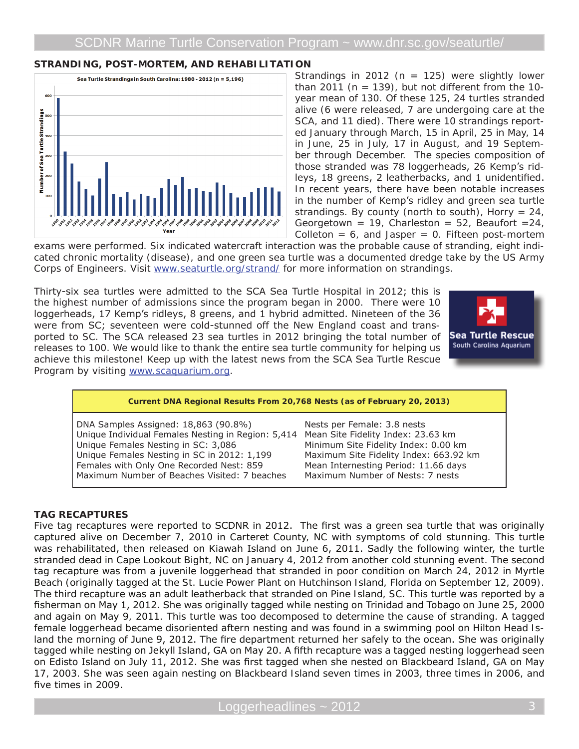## STRANDING, POST-MORTEM, AND REHABILITATION

Strandings in 2012 (n = 125) were slightly lower than 2011 (n = 139), but not different from the 10-year mean of 130. Of these 125, 24 turtles stranded alive (6 were released, 7 are undergoing care at the SCA, and 11 died). There were 10 strandings reported January through March, 15 in April, 25 in May, 14 in June, 25 in July, 17 in August, and 19 September through December. The species composition of those stranded was 78 loggerheads, 26 Kemp's ridleys, 18 greens, 2 leatherbacks, and 1 unidentified. In recent years, there have been notable increases in the number of Kemp's ridley and green sea turtle strandings. By county (north to south), Horry = 24, Georgetown = 19, Charleston = 52, Beaufort =24, Colleton = 6, and Jasper = 0. Fifteen post-mortem exams were performed. Six indicated watercraft interaction was the probable cause of stranding, eight indicated chronic mortality (disease), and one green sea turtle was a documented dredge take by the US Army Corps of Engineers. Visit www.seaturtle.org/strand/ for more information on strandings.

Thirty-six sea turtles were admitted to the SCA Sea Turtle Hospital in 2012; this is the highest number of admissions since the program began in 2000. There were 10 loggerheads, 17 Kemp's ridleys, 8 greens, and 1 hybrid admitted. Nineteen of the 36 were from SC; seventeen were cold-stunned off the New England coast and transported to SC. The SCA released 23 sea turtles in 2012 bringing the total number of releases to 100. We would like to thank the entire sea turtle community for helping us achieve this milestone! Keep up with the latest news from the SCA Sea Turtle Rescue Program by visiting www.scaquarium.org.

| Current DNA Regional Results From 20,768 Nests (as of February 20, 2013) | |
|---|---|
| DNA Samples Assigned: 18,863 (90.8%) | Nests per Female: 3.8 nests |
| Unique Individual Females Nesting in Region: 5,414 | Mean Site Fidelity Index: 23.63 km |
| Unique Females Nesting in SC: 3,086 | Minimum Site Fidelity Index: 0.00 km |
| Unique Females Nesting in SC in 2012: 1,199 | Maximum Site Fidelity Index: 663.92 km |
| Females with Only One Recorded Nest: 859 | Mean Internesting Period: 11.66 days |
| Maximum Number of Beaches Visited: 7 beaches | Maximum Number of Nests: 7 nests |

## TAG RECAPTURES

Five tag recaptures were reported to SCDNR in 2012. The first was a green sea turtle that was originally captured alive on December 7, 2010 in Carteret County, NC with symptoms of cold stunning. This turtle was rehabilitated, then released on Kiawah Island on June 6, 2011. Sadly the following winter, the turtle stranded dead in Cape Lookout Bight, NC on January 4, 2012 from another cold stunning event. The second tag recapture was from a juvenile loggerhead that stranded in poor condition on March 24, 2012 in Myrtle Beach (originally tagged at the St. Lucie Power Plant on Hutchinson Island, Florida on September 12, 2009). The third recapture was an adult leatherback that stranded on Pine Island, SC. This turtle was reported by a fisherman on May 1, 2012. She was originally tagged while nesting on Trinidad and Tobago on June 25, 2000 and again on May 9, 2011. This turtle was too decomposed to determine the cause of stranding. A tagged female loggerhead became disoriented aftern nesting and was found in a swimming pool on Hilton Head Island the morning of June 9, 2012. The fire department returned her safely to the ocean. She was originally tagged while nesting on Jekyll Island, GA on May 20. A fifth recapture was a tagged nesting loggerhead seen on Edisto Island on July 11, 2012. She was first tagged when she nested on Blackbeard Island, GA on May 17, 2003. She was seen again nesting on Blackbeard Island seven times in 2003, three times in 2006, and five times in 2009.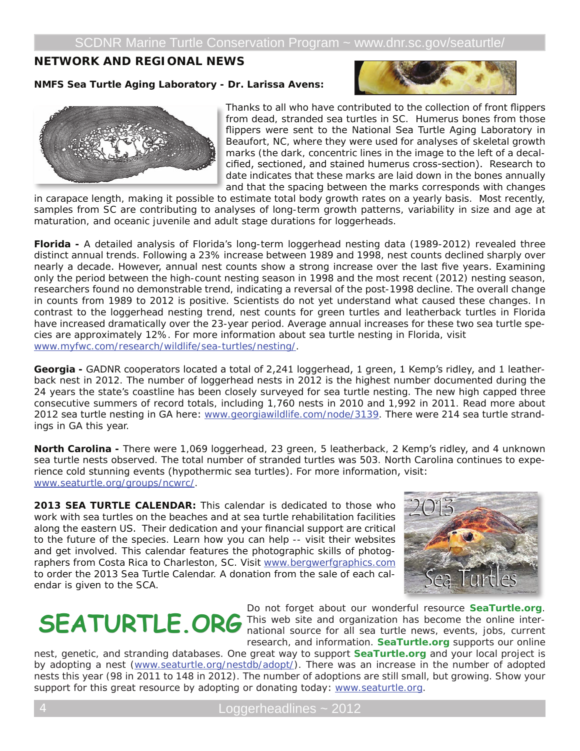## NETWORK AND REGIONAL NEWS

**NMFS Sea Turtle Aging Laboratory - Dr. Larissa Avens:**

Thanks to all who have contributed to the collection of front flippers from dead, stranded sea turtles in SC. Humerus bones from those flippers were sent to the National Sea Turtle Aging Laboratory in Beaufort, NC, where they were used for analyses of skeletal growth marks (the dark, concentric lines in the image to the left of a decalcified, sectioned, and stained humerus cross-section). Research to date indicates that these marks are laid down in the bones annually and that the spacing between the marks corresponds with changes in carapace length, making it possible to estimate total body growth rates on a yearly basis. Most recently, samples from SC are contributing to analyses of long-term growth patterns, variability in size and age at maturation, and oceanic juvenile and adult stage durations for loggerheads.

**Florida -** A detailed analysis of Florida's long-term loggerhead nesting data (1989-2012) revealed three distinct annual trends. Following a 23% increase between 1989 and 1998, nest counts declined sharply over nearly a decade. However, annual nest counts show a strong increase over the last five years. Examining only the period between the high-count nesting season in 1998 and the most recent (2012) nesting season, researchers found no demonstrable trend, indicating a reversal of the post-1998 decline. The overall change in counts from 1989 to 2012 is positive. Scientists do not yet understand what caused these changes. In contrast to the loggerhead nesting trend, nest counts for green turtles and leatherback turtles in Florida have increased dramatically over the 23-year period. Average annual increases for these two sea turtle species are approximately 12%. For more information about sea turtle nesting in Florida, visit www.myfwc.com/research/wildlife/sea-turtles/nesting/.

**Georgia -** GADNR cooperators located a total of 2,241 loggerhead, 1 green, 1 Kemp's ridley, and 1 leatherback nest in 2012. The number of loggerhead nests in 2012 is the highest number documented during the 24 years the state's coastline has been closely surveyed for sea turtle nesting. The new high capped three consecutive summers of record totals, including 1,760 nests in 2010 and 1,992 in 2011. Read more about 2012 sea turtle nesting in GA here: www.georgiawildlife.com/node/3139. There were 214 sea turtle strandings in GA this year.

**North Carolina -** There were 1,069 loggerhead, 23 green, 5 leatherback, 2 Kemp's ridley, and 4 unknown sea turtle nests observed. The total number of stranded turtles was 503. North Carolina continues to experience cold stunning events (hypothermic sea turtles). For more information, visit: www.seaturtle.org/groups/ncwrc/.

**2013 SEA TURTLE CALENDAR:** This calendar is dedicated to those who work with sea turtles on the beaches and at sea turtle rehabilitation facilities along the eastern US. Their dedication and your financial support are critical to the future of the species. Learn how you can help -- visit their websites and get involved. This calendar features the photographic skills of photographers from Costa Rica to Charleston, SC. Visit www.bergwerfgraphics.com to order the 2013 Sea Turtle Calendar. A donation from the sale of each calendar is given to the SCA.

**SEATURTLE.ORG**

Do not forget about our wonderful resource **SeaTurtle.org**. This web site and organization has become the online international source for all sea turtle news, events, jobs, current research, and information. **SeaTurtle.org** supports our online nest, genetic, and stranding databases. One great way to support **SeaTurtle.org** and your local project is by adopting a nest (www.seaturtle.org/nestdb/adopt/). There was an increase in the number of adopted nests this year (98 in 2011 to 148 in 2012). The number of adoptions are still small, but growing. Show your support for this great resource by adopting or donating today: www.seaturtle.org.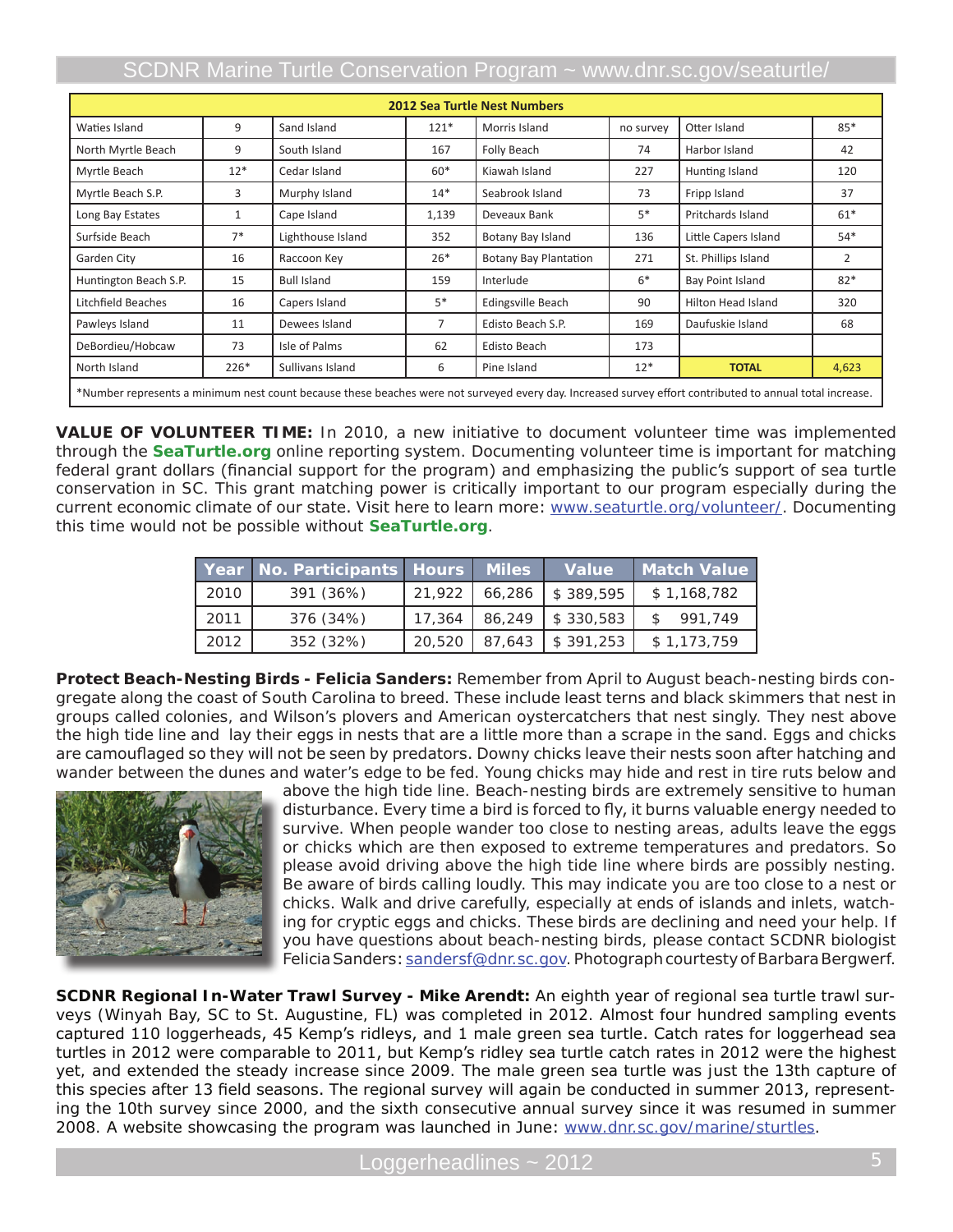| 2012 Sea Turtle Nest Numbers | | | | | | | |
|---|---|---|---|---|---|---|---|
| Waties Island | 9 | Sand Island | 121* | Morris Island | no survey | Otter Island | 85* |
| North Myrtle Beach | 9 | South Island | 167 | Folly Beach | 74 | Harbor Island | 42 |
| Myrtle Beach | 12* | Cedar Island | 60* | Kiawah Island | 227 | Hunting Island | 120 |
| Myrtle Beach S.P. | 3 | Murphy Island | 14* | Seabrook Island | 73 | Fripp Island | 37 |
| Long Bay Estates | 1 | Cape Island | 1,139 | Deveaux Bank | 5* | Pritchards Island | 61* |
| Surfside Beach | 7* | Lighthouse Island | 352 | Botany Bay Island | 136 | Little Capers Island | 54* |
| Garden City | 16 | Raccoon Key | 26* | Botany Bay Plantation | 271 | St. Phillips Island | 2 |
| Huntington Beach S.P. | 15 | Bull Island | 159 | Interlude | 6* | Bay Point Island | 82* |
| Litchfield Beaches | 16 | Capers Island | 5* | Edingsville Beach | 90 | Hilton Head Island | 320 |
| Pawleys Island | 11 | Dewees Island | 7 | Edisto Beach S.P. | 169 | Daufuskie Island | 68 |
| DeBordieu/Hobcaw | 73 | Isle of Palms | 62 | Edisto Beach | 173 | | |
| North Island | 226* | Sullivans Island | 6 | Pine Island | 12* | **TOTAL** | 4,623 |

*Number represents a minimum nest count because these beaches were not surveyed every day. Increased survey effort contributed to annual total increase.

**VALUE OF VOLUNTEER TIME:** In 2010, a new initiative to document volunteer time was implemented through the **SeaTurtle.org** online reporting system. Documenting volunteer time is important for matching federal grant dollars (financial support for the program) and emphasizing the public's support of sea turtle conservation in SC. This grant matching power is critically important to our program especially during the current economic climate of our state. Visit here to learn more: www.seaturtle.org/volunteer/. Documenting this time would not be possible without **SeaTurtle.org**.

| Year | No. Participants | Hours | Miles | Value | Match Value |
|---|---|---|---|---|---|
| 2010 | 391 (36%) | 21,922 | 66,286 | $ 389,595 | $ 1,168,782 |
| 2011 | 376 (34%) | 17,364 | 86,249 | $ 330,583 | $ 991,749 |
| 2012 | 352 (32%) | 20,520 | 87,643 | $ 391,253 | $ 1,173,759 |

**Protect Beach-Nesting Birds - Felicia Sanders:** Remember from April to August beach-nesting birds congregate along the coast of South Carolina to breed. These include least terns and black skimmers that nest in groups called colonies, and Wilson's plovers and American oystercatchers that nest singly. They nest above the high tide line and lay their eggs in nests that are a little more than a scrape in the sand. Eggs and chicks are camouflaged so they will not be seen by predators. Downy chicks leave their nests soon after hatching and wander between the dunes and water's edge to be fed. Young chicks may hide and rest in tire ruts below and above the high tide line. Beach-nesting birds are extremely sensitive to human disturbance. Every time a bird is forced to fly, it burns valuable energy needed to survive. When people wander too close to nesting areas, adults leave the eggs or chicks which are then exposed to extreme temperatures and predators. So please avoid driving above the high tide line where birds are possibly nesting. Be aware of birds calling loudly. This may indicate you are too close to a nest or chicks. Walk and drive carefully, especially at ends of islands and inlets, watching for cryptic eggs and chicks. These birds are declining and need your help. If you have questions about beach-nesting birds, please contact SCDNR biologist Felicia Sanders: sandersf@dnr.sc.gov. Photograph courtesy of Barbara Bergwerf.

**SCDNR Regional In-Water Trawl Survey - Mike Arendt:** An eighth year of regional sea turtle trawl surveys (Winyah Bay, SC to St. Augustine, FL) was completed in 2012. Almost four hundred sampling events captured 110 loggerheads, 45 Kemp's ridleys, and 1 male green sea turtle. Catch rates for loggerhead sea turtles in 2012 were comparable to 2011, but Kemp's ridley sea turtle catch rates in 2012 were the highest yet, and extended the steady increase since 2009. The male green sea turtle was just the 13th capture of this species after 13 field seasons. The regional survey will again be conducted in summer 2013, representing the 10th survey since 2000, and the sixth consecutive annual survey since it was resumed in summer 2008. A website showcasing the program was launched in June: www.dnr.sc.gov/marine/sturtles.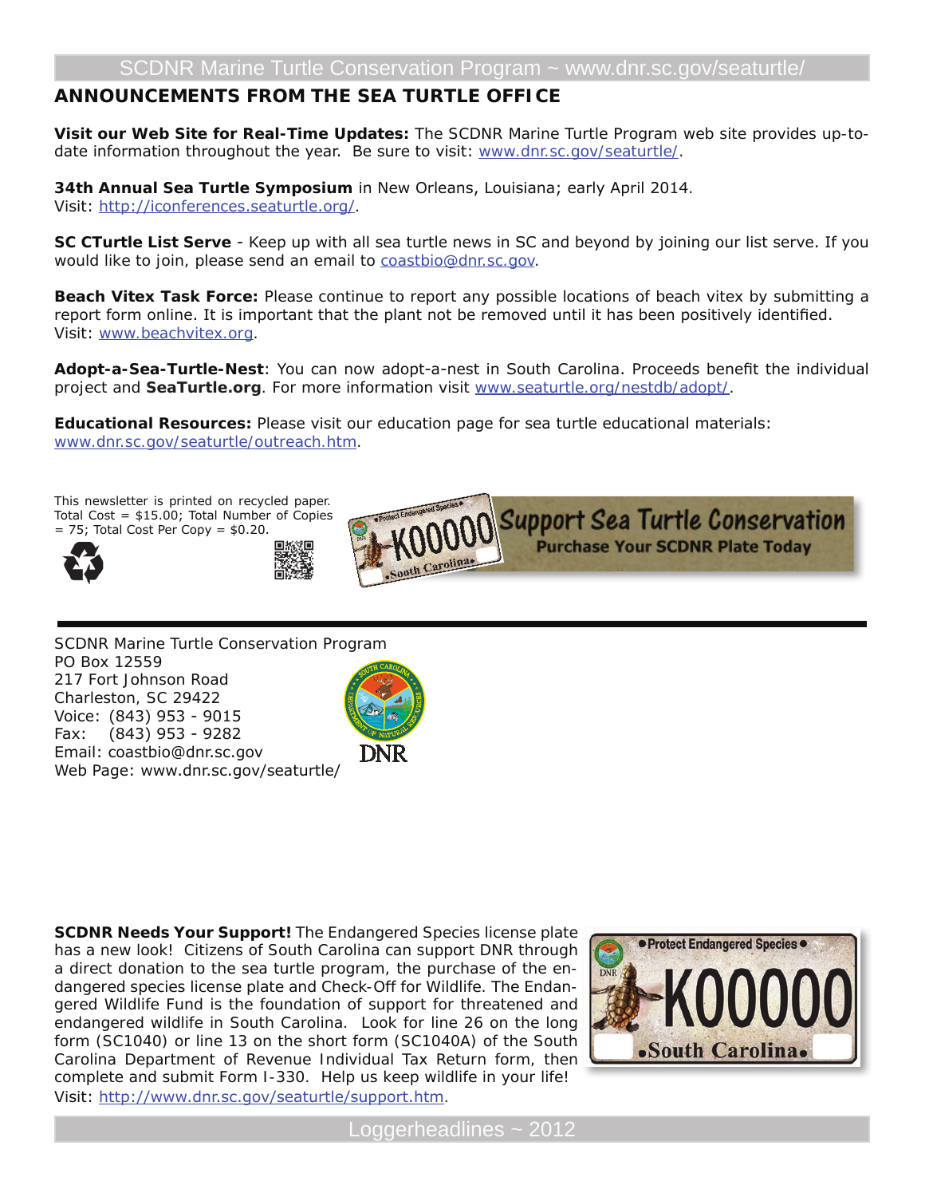## ANNOUNCEMENTS FROM THE SEA TURTLE OFFICE

**Visit our Web Site for Real-Time Updates:** The SCDNR Marine Turtle Program web site provides up-to-date information throughout the year. Be sure to visit: www.dnr.sc.gov/seaturtle/.

**34th Annual Sea Turtle Symposium** in New Orleans, Louisiana; early April 2014. Visit: http://iconferences.seaturtle.org/.

**SC CTurtle List Serve** - Keep up with all sea turtle news in SC and beyond by joining our list serve. If you would like to join, please send an email to coastbio@dnr.sc.gov.

**Beach Vitex Task Force:** Please continue to report any possible locations of beach vitex by submitting a report form online. It is important that the plant not be removed until it has been positively identified. Visit: www.beachvitex.org.

**Adopt-a-Sea-Turtle-Nest**: You can now adopt-a-nest in South Carolina. Proceeds benefit the individual project and **SeaTurtle.org**. For more information visit www.seaturtle.org/nestdb/adopt/.

**Educational Resources:** Please visit our education page for sea turtle educational materials: www.dnr.sc.gov/seaturtle/outreach.htm.

This newsletter is printed on recycled paper. Total Cost = $15.00; Total Number of Copies = 75; Total Cost Per Copy = $0.20.

Support Sea Turtle Conservation
Purchase Your SCDNR Plate Today

SCDNR Marine Turtle Conservation Program
PO Box 12559
217 Fort Johnson Road
Charleston, SC 29422
Voice: (843) 953 - 9015
Fax: (843) 953 - 9282
Email: coastbio@dnr.sc.gov
Web Page: www.dnr.sc.gov/seaturtle/

**SCDNR Needs Your Support!** The Endangered Species license plate has a new look! Citizens of South Carolina can support DNR through a direct donation to the sea turtle program, the purchase of the endangered species license plate and Check-Off for Wildlife. The Endangered Wildlife Fund is the foundation of support for threatened and endangered wildlife in South Carolina. Look for line 26 on the long form (SC1040) or line 13 on the short form (SC1040A) of the South Carolina Department of Revenue Individual Tax Return form, then complete and submit Form I-330. Help us keep wildlife in your life! Visit: http://www.dnr.sc.gov/seaturtle/support.htm.